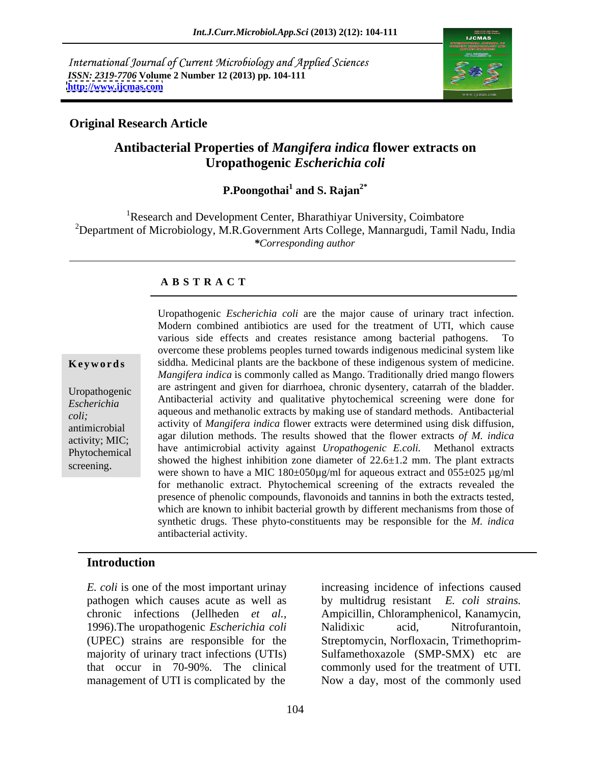International Journal of Current Microbiology and Applied Sciences
*ISSN: 2319-7706* **Volume 2 Number 12 (2013) pp. 104-111**
**http://www.ijcmas.com**

**Original Research Article**

# Antibacterial Properties of *Mangifera indica* flower extracts on Uropathogenic *Escherichia coli*

**P.Poongothai[1] and S. Rajan[2*]**

[1]Research and Development Center, Bharathiyar University, Coimbatore
[2]Department of Microbiology, M.R.Government Arts College, Mannargudi, Tamil Nadu, India
*\*Corresponding author*

## A B S T R A C T

**Keywords**

Uropathogenic *Escherichia coli;* antimicrobial activity; MIC; Phytochemical screening.

Uropathogenic *Escherichia coli* are the major cause of urinary tract infection. Modern combined antibiotics are used for the treatment of UTI, which cause various side effects and creates resistance among bacterial pathogens. To overcome these problems peoples turned towards indigenous medicinal system like siddha. Medicinal plants are the backbone of these indigenous system of medicine. *Mangifera indica* is commonly called as Mango. Traditionally dried mango flowers are astringent and given for diarrhoea, chronic dysentery, catarrah of the bladder. Antibacterial activity and qualitative phytochemical screening were done for aqueous and methanolic extracts by making use of standard methods. Antibacterial activity of *Mangifera indica* flower extracts were determined using disk diffusion, agar dilution methods. The results showed that the flower extracts *of M. indica* have antimicrobial activity against *Uropathogenic E.coli.* Methanol extracts showed the highest inhibition zone diameter of 22.6±1.2 mm. The plant extracts were shown to have a MIC 180±050µg/ml for aqueous extract and 055±025 µg/ml for methanolic extract. Phytochemical screening of the extracts revealed the presence of phenolic compounds, flavonoids and tannins in both the extracts tested, which are known to inhibit bacterial growth by different mechanisms from those of synthetic drugs. These phyto-constituents may be responsible for the *M. indica* antibacterial activity.

## Introduction

*E. coli* is one of the most important urinay pathogen which causes acute as well as chronic infections (Jellheden *et al.,* 1996).The uropathogenic *Escherichia coli* (UPEC) strains are responsible for the majority of urinary tract infections (UTIs) that occur in 70-90%. The clinical management of UTI is complicated by the increasing incidence of infections caused by multidrug resistant *E. coli strains.* Ampicillin, Chloramphenicol, Kanamycin, Nalidixic acid, Nitrofurantoin, Streptomycin, Norfloxacin, Trimethoprim-Sulfamethoxazole (SMP-SMX) etc are commonly used for the treatment of UTI. Now a day, most of the commonly used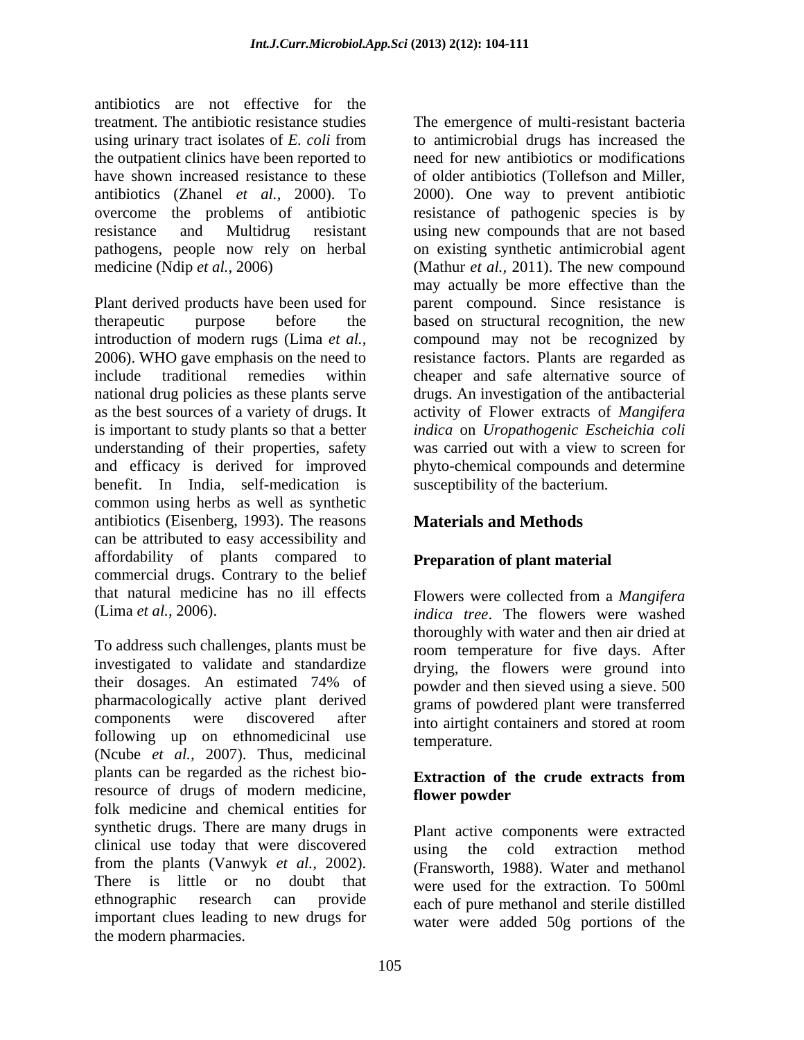antibiotics are not effective for the treatment. The antibiotic resistance studies using urinary tract isolates of *E. coli* from the outpatient clinics have been reported to have shown increased resistance to these antibiotics (Zhanel *et al.*, 2000). To overcome the problems of antibiotic resistance and Multidrug resistant pathogens, people now rely on herbal medicine (Ndip *et al.,* 2006)

Plant derived products have been used for therapeutic purpose before the introduction of modern rugs (Lima *et al.,* 2006). WHO gave emphasis on the need to include traditional remedies within national drug policies as these plants serve as the best sources of a variety of drugs. It is important to study plants so that a better understanding of their properties, safety and efficacy is derived for improved benefit. In India, self-medication is common using herbs as well as synthetic antibiotics (Eisenberg, 1993). The reasons can be attributed to easy accessibility and affordability of plants compared to commercial drugs. Contrary to the belief that natural medicine has no ill effects (Lima *et al.,* 2006).

To address such challenges, plants must be investigated to validate and standardize their dosages. An estimated 74% of pharmacologically active plant derived components were discovered after following up on ethnomedicinal use (Ncube *et al.,* 2007). Thus, medicinal plants can be regarded as the richest bio-resource of drugs of modern medicine, folk medicine and chemical entities for synthetic drugs. There are many drugs in clinical use today that were discovered from the plants (Vanwyk *et al.,* 2002). There is little or no doubt that ethnographic research can provide important clues leading to new drugs for the modern pharmacies.

The emergence of multi-resistant bacteria to antimicrobial drugs has increased the need for new antibiotics or modifications of older antibiotics (Tollefson and Miller, 2000). One way to prevent antibiotic resistance of pathogenic species is by using new compounds that are not based on existing synthetic antimicrobial agent (Mathur *et al.,* 2011). The new compound may actually be more effective than the parent compound. Since resistance is based on structural recognition, the new compound may not be recognized by resistance factors. Plants are regarded as cheaper and safe alternative source of drugs. An investigation of the antibacterial activity of Flower extracts of *Mangifera indica* on *Uropathogenic Escheichia coli* was carried out with a view to screen for phyto-chemical compounds and determine susceptibility of the bacterium.

## Materials and Methods

### Preparation of plant material

Flowers were collected from a *Mangifera indica tree*. The flowers were washed thoroughly with water and then air dried at room temperature for five days. After drying, the flowers were ground into powder and then sieved using a sieve. 500 grams of powdered plant were transferred into airtight containers and stored at room temperature.

### Extraction of the crude extracts from flower powder

Plant active components were extracted using the cold extraction method (Fransworth, 1988). Water and methanol were used for the extraction. To 500ml each of pure methanol and sterile distilled water were added 50g portions of the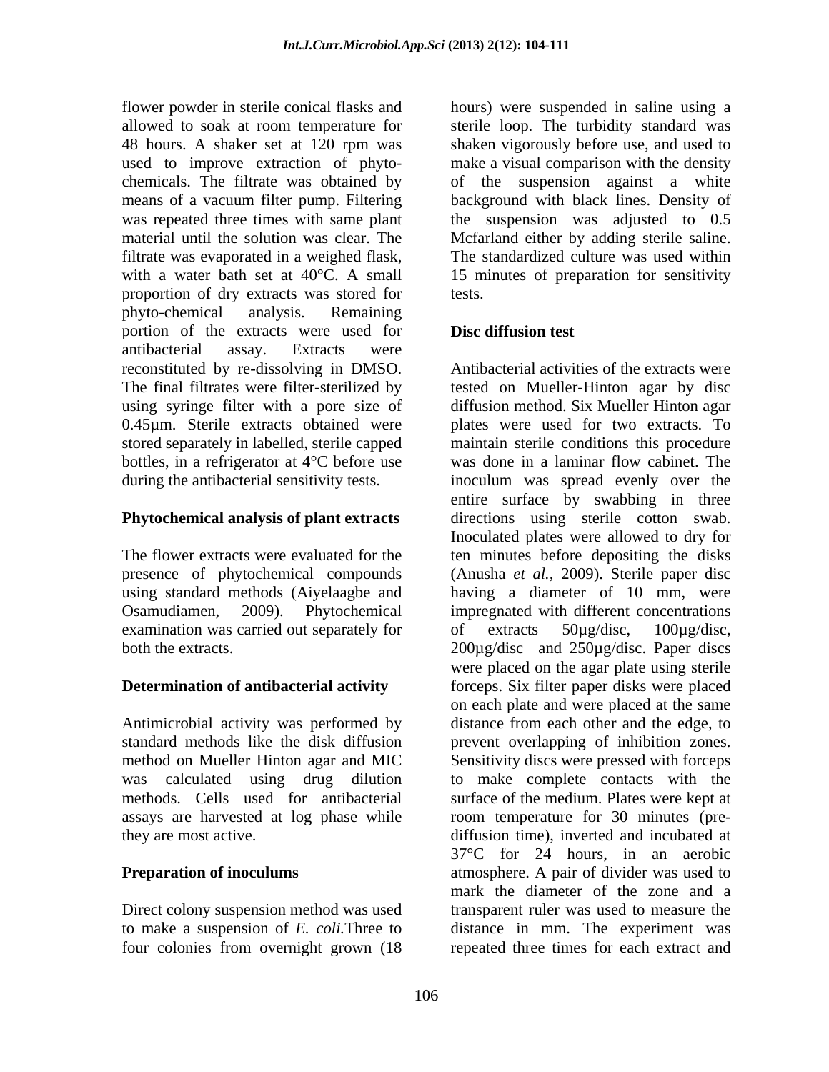flower powder in sterile conical flasks and allowed to soak at room temperature for 48 hours. A shaker set at 120 rpm was used to improve extraction of phyto-chemicals. The filtrate was obtained by means of a vacuum filter pump. Filtering was repeated three times with same plant material until the solution was clear. The filtrate was evaporated in a weighed flask, with a water bath set at 40°C. A small proportion of dry extracts was stored for phyto-chemical analysis. Remaining portion of the extracts were used for antibacterial assay. Extracts were reconstituted by re-dissolving in DMSO. The final filtrates were filter-sterilized by using syringe filter with a pore size of 0.45µm. Sterile extracts obtained were stored separately in labelled, sterile capped bottles, in a refrigerator at 4°C before use during the antibacterial sensitivity tests.

### Phytochemical analysis of plant extracts

The flower extracts were evaluated for the presence of phytochemical compounds using standard methods (Aiyelaagbe and Osamudiamen, 2009). Phytochemical examination was carried out separately for both the extracts.

### Determination of antibacterial activity

Antimicrobial activity was performed by standard methods like the disk diffusion method on Mueller Hinton agar and MIC was calculated using drug dilution methods. Cells used for antibacterial assays are harvested at log phase while they are most active.

### Preparation of inoculums

Direct colony suspension method was used to make a suspension of *E. coli.*Three to four colonies from overnight grown (18 hours) were suspended in saline using a sterile loop. The turbidity standard was shaken vigorously before use, and used to make a visual comparison with the density of the suspension against a white background with black lines. Density of the suspension was adjusted to 0.5 Mcfarland either by adding sterile saline. The standardized culture was used within 15 minutes of preparation for sensitivity tests.

### Disc diffusion test

Antibacterial activities of the extracts were tested on Mueller-Hinton agar by disc diffusion method. Six Mueller Hinton agar plates were used for two extracts. To maintain sterile conditions this procedure was done in a laminar flow cabinet. The inoculum was spread evenly over the entire surface by swabbing in three directions using sterile cotton swab. Inoculated plates were allowed to dry for ten minutes before depositing the disks (Anusha *et al.,* 2009). Sterile paper disc having a diameter of 10 mm, were impregnated with different concentrations of extracts 50µg/disc, 100µg/disc, 200µg/disc and 250µg/disc. Paper discs were placed on the agar plate using sterile forceps. Six filter paper disks were placed on each plate and were placed at the same distance from each other and the edge, to prevent overlapping of inhibition zones. Sensitivity discs were pressed with forceps to make complete contacts with the surface of the medium. Plates were kept at room temperature for 30 minutes (pre-diffusion time), inverted and incubated at 37°C for 24 hours, in an aerobic atmosphere. A pair of divider was used to mark the diameter of the zone and a transparent ruler was used to measure the distance in mm. The experiment was repeated three times for each extract and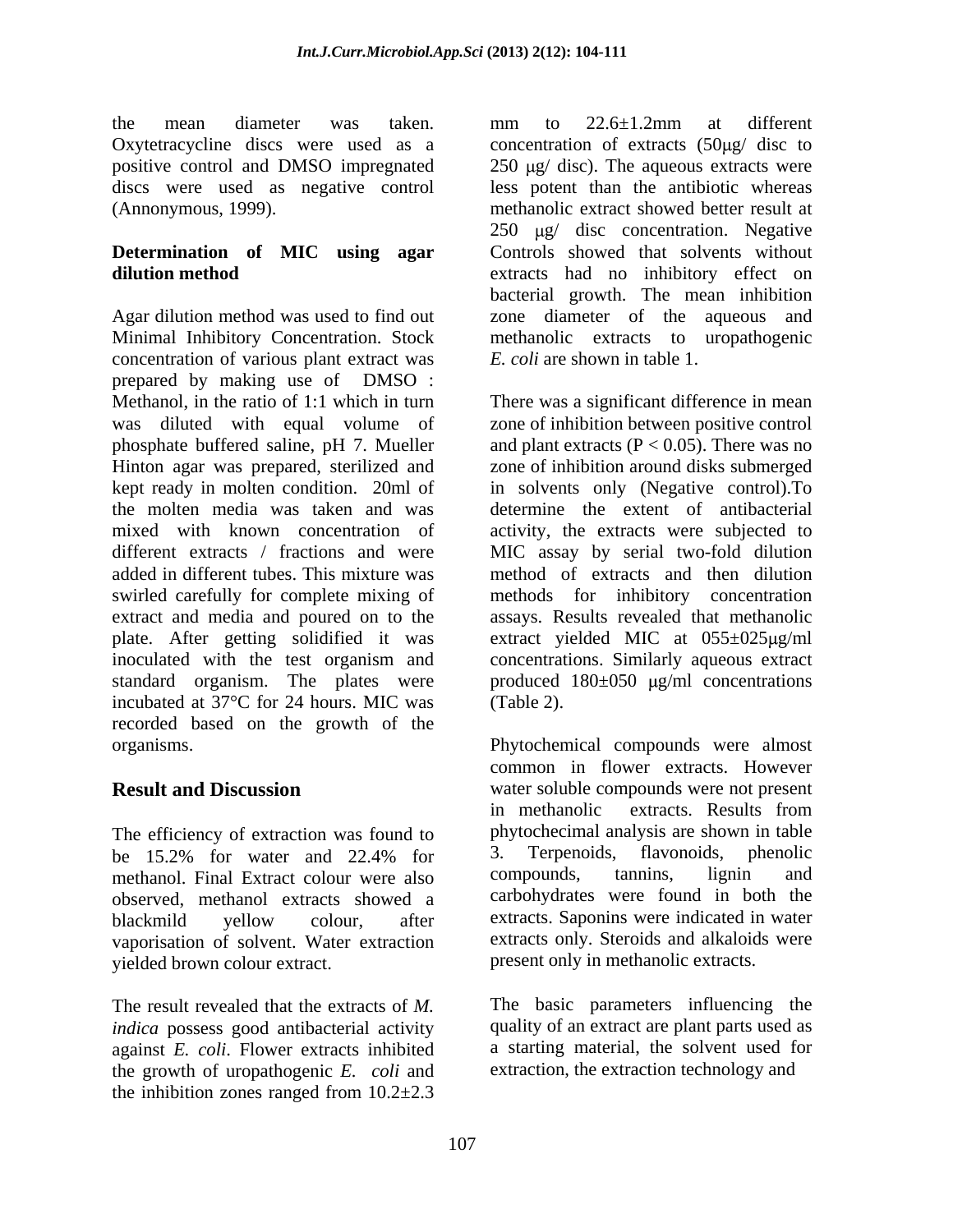the mean diameter was taken. Oxytetracycline discs were used as a positive control and DMSO impregnated discs were used as negative control (Annonymous, 1999).

**Determination of MIC using agar dilution method**

Agar dilution method was used to find out Minimal Inhibitory Concentration. Stock concentration of various plant extract was prepared by making use of DMSO : Methanol, in the ratio of 1:1 which in turn was diluted with equal volume of phosphate buffered saline, pH 7. Mueller Hinton agar was prepared, sterilized and kept ready in molten condition. 20ml of the molten media was taken and was mixed with known concentration of different extracts / fractions and were added in different tubes. This mixture was swirled carefully for complete mixing of extract and media and poured on to the plate. After getting solidified it was inoculated with the test organism and standard organism. The plates were incubated at 37°C for 24 hours. MIC was recorded based on the growth of the organisms.

## Result and Discussion

The efficiency of extraction was found to be 15.2% for water and 22.4% for methanol. Final Extract colour were also observed, methanol extracts showed a blackmild yellow colour, after vaporisation of solvent. Water extraction yielded brown colour extract.

The result revealed that the extracts of *M. indica* possess good antibacterial activity against *E. coli*. Flower extracts inhibited the growth of uropathogenic *E. coli* and the inhibition zones ranged from 10.2±2.3 mm to 22.6±1.2mm at different concentration of extracts (50μg/ disc to 250 μg/ disc). The aqueous extracts were less potent than the antibiotic whereas methanolic extract showed better result at 250 μg/ disc concentration. Negative Controls showed that solvents without extracts had no inhibitory effect on bacterial growth. The mean inhibition zone diameter of the aqueous and methanolic extracts to uropathogenic *E. coli* are shown in table 1.

There was a significant difference in mean zone of inhibition between positive control and plant extracts ($P < 0.05$). There was no zone of inhibition around disks submerged in solvents only (Negative control).To determine the extent of antibacterial activity, the extracts were subjected to MIC assay by serial two-fold dilution method of extracts and then dilution methods for inhibitory concentration assays. Results revealed that methanolic extract yielded MIC at 055±025μg/ml concentrations. Similarly aqueous extract produced 180±050 μg/ml concentrations (Table 2).

Phytochemical compounds were almost common in flower extracts. However water soluble compounds were not present in methanolic extracts. Results from phytochecimal analysis are shown in table 3. Terpenoids, flavonoids, phenolic compounds, tannins, lignin and carbohydrates were found in both the extracts. Saponins were indicated in water extracts only. Steroids and alkaloids were present only in methanolic extracts.

The basic parameters influencing the quality of an extract are plant parts used as a starting material, the solvent used for extraction, the extraction technology and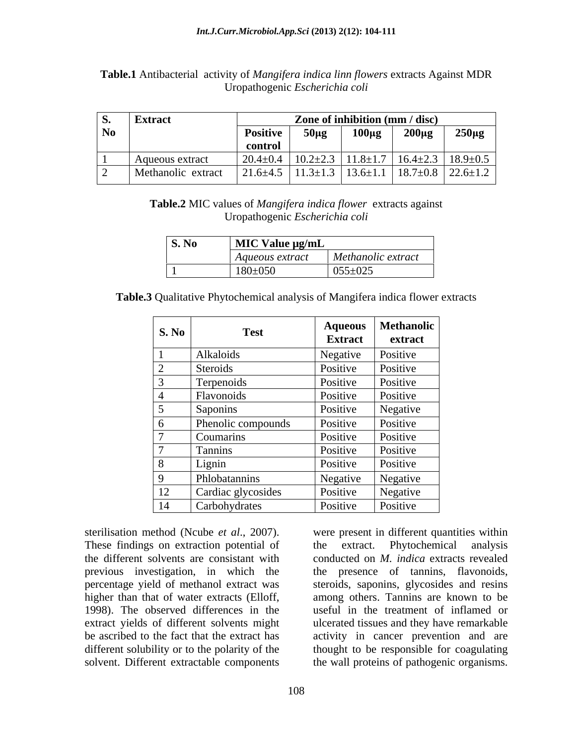**Table.1** Antibacterial activity of *Mangifera indica linn flowers* extracts Against MDR Uropathogenic *Escherichia coli*

| S. No | Extract | Zone of inhibition (mm / disc) | | | | |
|---|---|---|---|---|---|---|
| | | Positive control | 50µg | 100µg | 200µg | 250µg |
| 1 | Aqueous extract | 20.4±0.4 | 10.2±2.3 | 11.8±1.7 | 16.4±2.3 | 18.9±0.5 |
| 2 | Methanolic extract | 21.6±4.5 | 11.3±1.3 | 13.6±1.1 | 18.7±0.8 | 22.6±1.2 |

**Table.2** MIC values of *Mangifera indica flower* extracts against Uropathogenic *Escherichia coli*

| S. No | MIC Value µg/mL | |
|---|---|---|
| | *Aqueous extract* | *Methanolic extract* |
| 1 | 180±050 | 055±025 |

**Table.3** Qualitative Phytochemical analysis of Mangifera indica flower extracts

| S. No | Test | Aqueous Extract | Methanolic extract |
|---|---|---|---|
| 1 | Alkaloids | Negative | Positive |
| 2 | Steroids | Positive | Positive |
| 3 | Terpenoids | Positive | Positive |
| 4 | Flavonoids | Positive | Positive |
| 5 | Saponins | Positive | Negative |
| 6 | Phenolic compounds | Positive | Positive |
| 7 | Coumarins | Positive | Positive |
| 7 | Tannins | Positive | Positive |
| 8 | Lignin | Positive | Positive |
| 9 | Phlobatannins | Negative | Negative |
| 12 | Cardiac glycosides | Positive | Negative |
| 14 | Carbohydrates | Positive | Positive |

sterilisation method (Ncube *et al*., 2007). These findings on extraction potential of the different solvents are consistant with previous investigation, in which the percentage yield of methanol extract was higher than that of water extracts (Elloff, 1998). The observed differences in the extract yields of different solvents might be ascribed to the fact that the extract has different solubility or to the polarity of the solvent. Different extractable components were present in different quantities within the extract. Phytochemical analysis conducted on *M. indica* extracts revealed the presence of tannins, flavonoids, steroids, saponins, glycosides and resins among others. Tannins are known to be useful in the treatment of inflamed or ulcerated tissues and they have remarkable activity in cancer prevention and are thought to be responsible for coagulating the wall proteins of pathogenic organisms.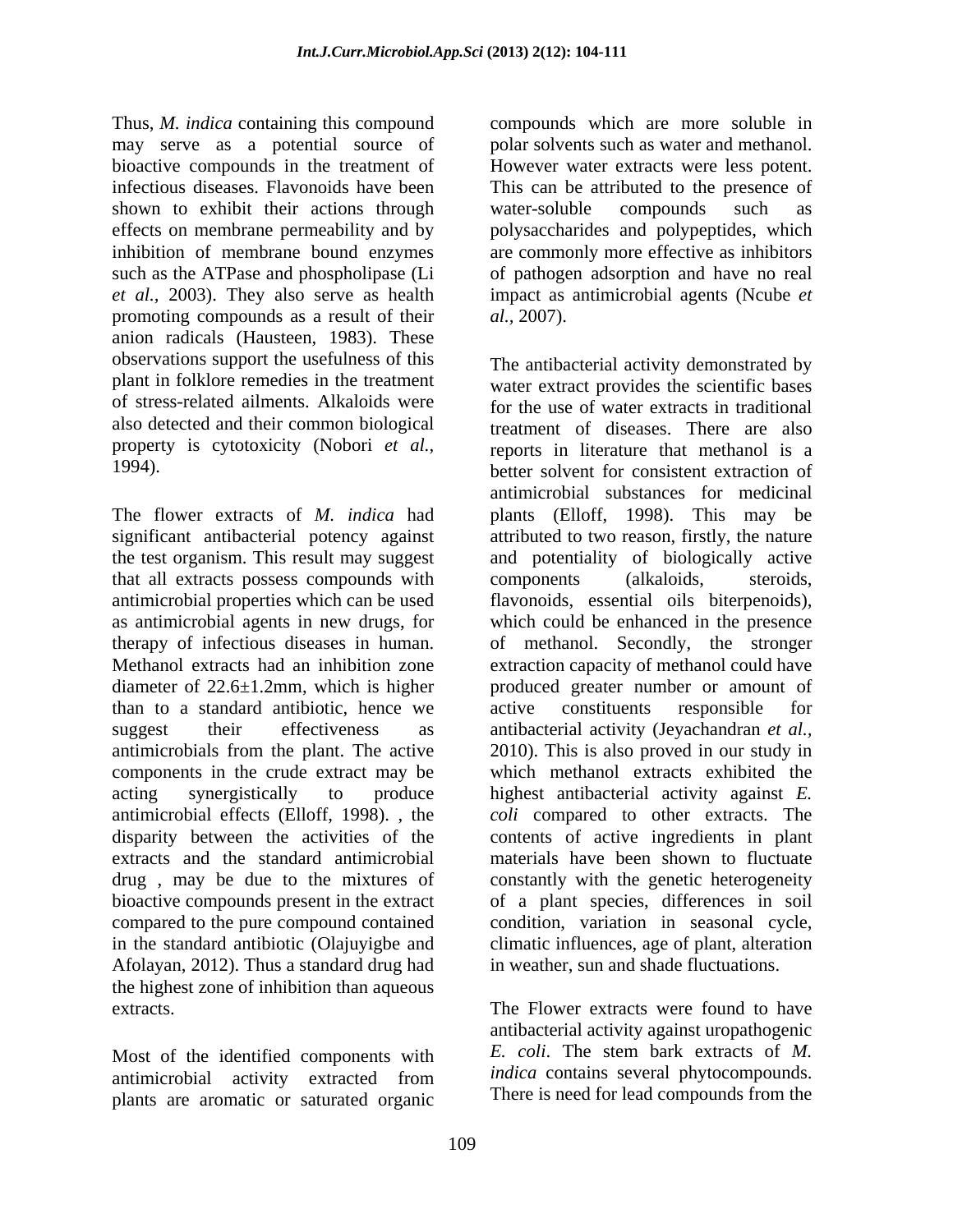Thus, *M. indica* containing this compound may serve as a potential source of bioactive compounds in the treatment of infectious diseases. Flavonoids have been shown to exhibit their actions through effects on membrane permeability and by inhibition of membrane bound enzymes such as the ATPase and phospholipase (Li *et al.*, 2003). They also serve as health promoting compounds as a result of their anion radicals (Hausteen, 1983). These observations support the usefulness of this plant in folklore remedies in the treatment of stress-related ailments. Alkaloids were also detected and their common biological property is cytotoxicity (Nobori *et al.,* 1994).

The flower extracts of *M. indica* had significant antibacterial potency against the test organism. This result may suggest that all extracts possess compounds with antimicrobial properties which can be used as antimicrobial agents in new drugs, for therapy of infectious diseases in human. Methanol extracts had an inhibition zone diameter of 22.6±1.2mm, which is higher than to a standard antibiotic, hence we suggest their effectiveness as antimicrobials from the plant. The active components in the crude extract may be acting synergistically to produce antimicrobial effects (Elloff, 1998). , the disparity between the activities of the extracts and the standard antimicrobial drug , may be due to the mixtures of bioactive compounds present in the extract compared to the pure compound contained in the standard antibiotic (Olajuyigbe and Afolayan, 2012). Thus a standard drug had the highest zone of inhibition than aqueous extracts.

Most of the identified components with antimicrobial activity extracted from plants are aromatic or saturated organic compounds which are more soluble in polar solvents such as water and methanol. However water extracts were less potent. This can be attributed to the presence of water-soluble compounds such as polysaccharides and polypeptides, which are commonly more effective as inhibitors of pathogen adsorption and have no real impact as antimicrobial agents (Ncube *et al.,* 2007).

The antibacterial activity demonstrated by water extract provides the scientific bases for the use of water extracts in traditional treatment of diseases. There are also reports in literature that methanol is a better solvent for consistent extraction of antimicrobial substances for medicinal plants (Elloff, 1998). This may be attributed to two reason, firstly, the nature and potentiality of biologically active components (alkaloids, steroids, flavonoids, essential oils biterpenoids), which could be enhanced in the presence of methanol. Secondly, the stronger extraction capacity of methanol could have produced greater number or amount of active constituents responsible for antibacterial activity (Jeyachandran *et al.,* 2010). This is also proved in our study in which methanol extracts exhibited the highest antibacterial activity against *E. coli* compared to other extracts. The contents of active ingredients in plant materials have been shown to fluctuate constantly with the genetic heterogeneity of a plant species, differences in soil condition, variation in seasonal cycle, climatic influences, age of plant, alteration in weather, sun and shade fluctuations.

The Flower extracts were found to have antibacterial activity against uropathogenic *E. coli*. The stem bark extracts of *M. indica* contains several phytocompounds. There is need for lead compounds from the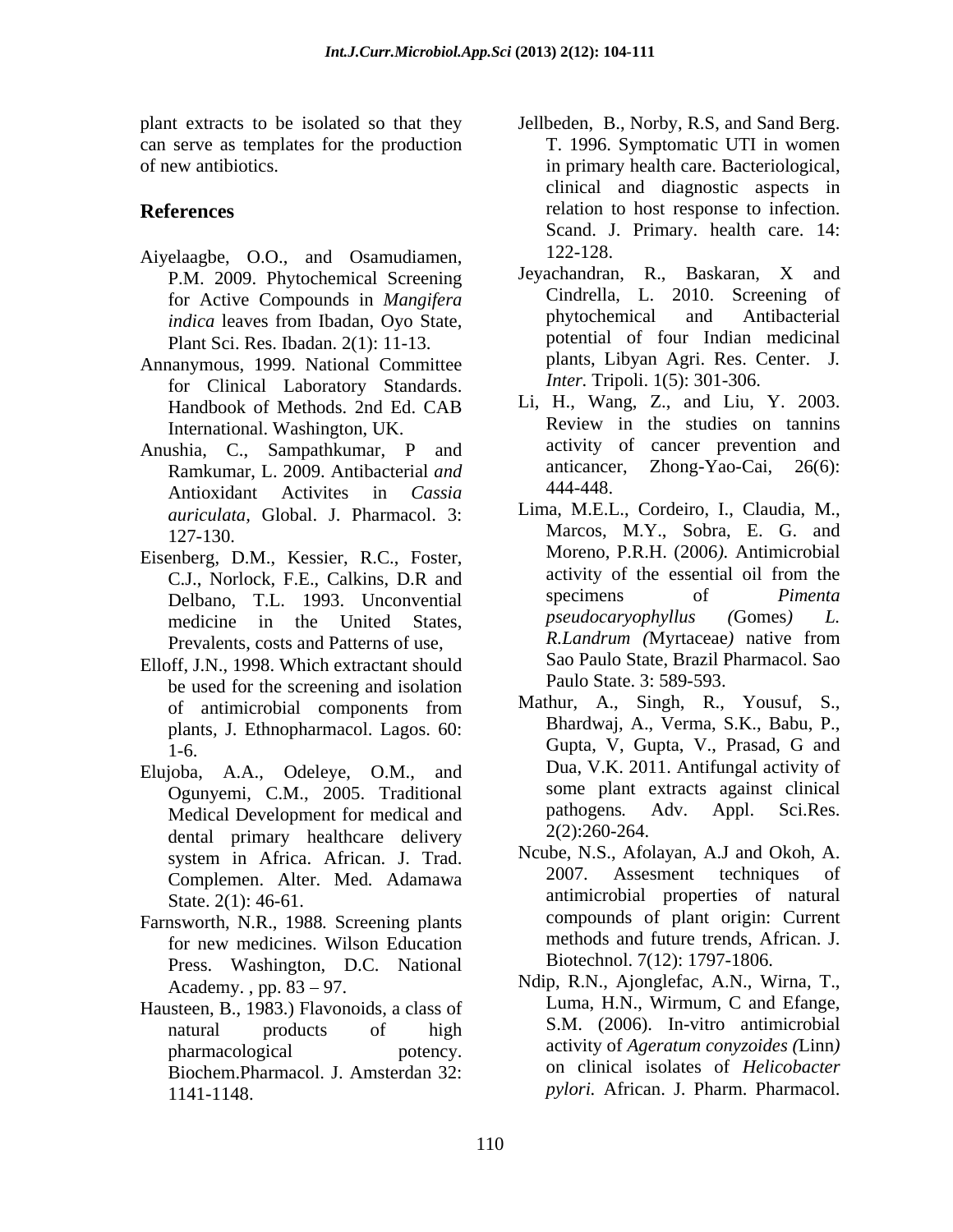plant extracts to be isolated so that they can serve as templates for the production of new antibiotics.

## References

Aiyelaagbe, O.O., and Osamudiamen, P.M. 2009. Phytochemical Screening for Active Compounds in *Mangifera indica* leaves from Ibadan, Oyo State, Plant Sci. Res. Ibadan. 2(1): 11-13.

Annanymous, 1999. National Committee for Clinical Laboratory Standards. Handbook of Methods. 2nd Ed. CAB International. Washington, UK.

Anushia, C., Sampathkumar, P and Ramkumar, L. 2009. Antibacterial *and* Antioxidant Activites in *Cassia auriculata*, Global. J. Pharmacol. 3: 127-130.

Eisenberg, D.M., Kessier, R.C., Foster, C.J., Norlock, F.E., Calkins, D.R and Delbano, T.L. 1993. Unconventinal medicine in the United States, Prevalents, costs and Patterns of use,

Elloff, J.N., 1998. Which extractant should be used for the screening and isolation of antimicrobial components from plants, J. Ethnopharmacol. Lagos. 60: 1-6.

Elujoba, A.A., Odeleye, O.M., and Ogunyemi, C.M., 2005. Traditional Medical Development for medical and dental primary healthcare delivery system in Africa. African. J. Trad. Complemen. Alter. Med. Adamawa State. 2(1): 46-61.

Farnsworth, N.R., 1988. Screening plants for new medicines. Wilson Education Press. Washington, D.C. National Academy. , pp. 83 – 97.

Hausteen, B., 1983.) Flavonoids, a class of natural products of high pharmacological potency. Biochem.Pharmacol. J. Amsterdan 32: 1141-1148.

Jellbeden, B., Norby, R.S, and Sand Berg. T. 1996. Symptomatic UTI in women in primary health care. Bacteriological, clinical and diagnostic aspects in relation to host response to infection. Scand. J. Primary. health care. 14: 122-128.

Jeyachandran, R., Baskaran, X and Cindrella, L. 2010. Screening of phytochemical and Antibacterial potential of four Indian medicinal plants, Libyan Agri. Res. Center. J. *Inter.* Tripoli. 1(5): 301-306.

Li, H., Wang, Z., and Liu, Y. 2003. Review in the studies on tannins activity of cancer prevention and anticancer, Zhong-Yao-Cai, 26(6): 444-448.

Lima, M.E.L., Cordeiro, I., Claudia, M., Marcos, M.Y., Sobra, E. G. and Moreno, P.R.H. (2006*)*. Antimicrobial activity of the essential oil from the specimens of *Pimenta pseudocaryophyllus (*Gomes*) L. R.Landrum (*Myrtaceae*)* native from Sao Paulo State, Brazil Pharmacol. Sao Paulo State. 3: 589-593.

Mathur, A., Singh, R., Yousuf, S., Bhardwaj, A., Verma, S.K., Babu, P., Gupta, V, Gupta, V., Prasad, G and Dua, V.K. 2011. Antifungal activity of some plant extracts against clinical pathogens*.* Adv. Appl. Sci.Res. 2(2):260-264.

Ncube, N.S., Afolayan, A.J and Okoh, A. 2007. Assesment techniques of antimicrobial properties of natural compounds of plant origin: Current methods and future trends, African. J. Biotechnol. 7(12): 1797-1806.

Ndip, R.N., Ajonglefac, A.N., Wirna, T., Luma, H.N., Wirmum, C and Efange, S.M. (2006). In-vitro antimicrobial activity of *Ageratum conyzoides (*Linn*)* on clinical isolates of *Helicobacter pylori.* African. J. Pharm. Pharmacol.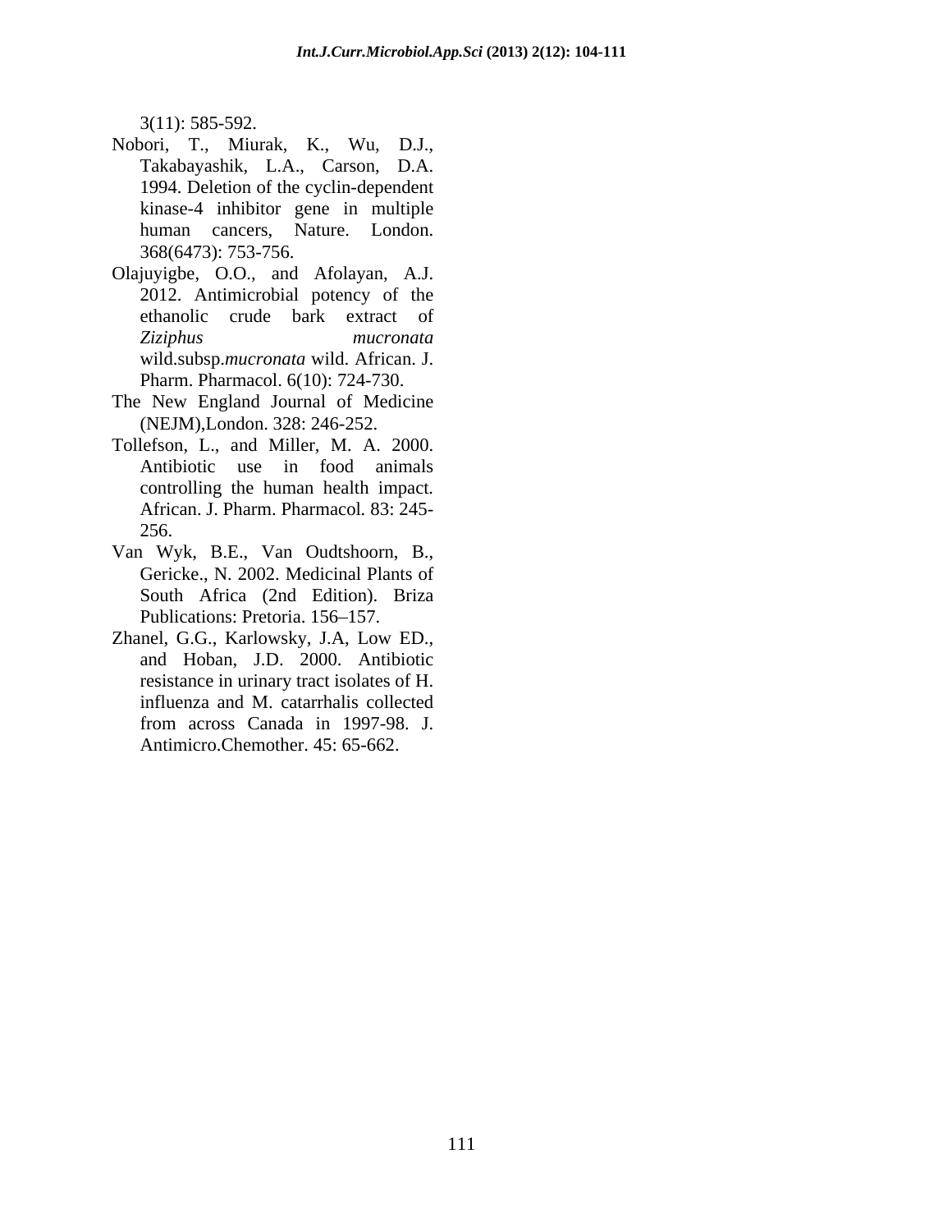3(11): 585-592.

Nobori, T., Miurak, K., Wu, D.J., Takabayashik, L.A., Carson, D.A. 1994. Deletion of the cyclin-dependent kinase-4 inhibitor gene in multiple human cancers, Nature. London. 368(6473): 753-756.

Olajuyigbe, O.O., and Afolayan, A.J. 2012. Antimicrobial potency of the ethanolic crude bark extract of *Ziziphus mucronata* wild.subsp.*mucronata* wild. African. J. Pharm. Pharmacol. 6(10): 724-730.

The New England Journal of Medicine (NEJM),London. 328: 246-252.

Tollefson, L., and Miller, M. A. 2000. Antibiotic use in food animals controlling the human health impact. African. J. Pharm. Pharmacol. 83: 245-256.

Van Wyk, B.E., Van Oudtshoorn, B., Gericke., N. 2002. Medicinal Plants of South Africa (2nd Edition). Briza Publications: Pretoria. 156–157.

Zhanel, G.G., Karlowsky, J.A, Low ED., and Hoban, J.D. 2000. Antibiotic resistance in urinary tract isolates of H. influenza and M. catarrhalis collected from across Canada in 1997-98. J. Antimicro.Chemother. 45: 65-662.